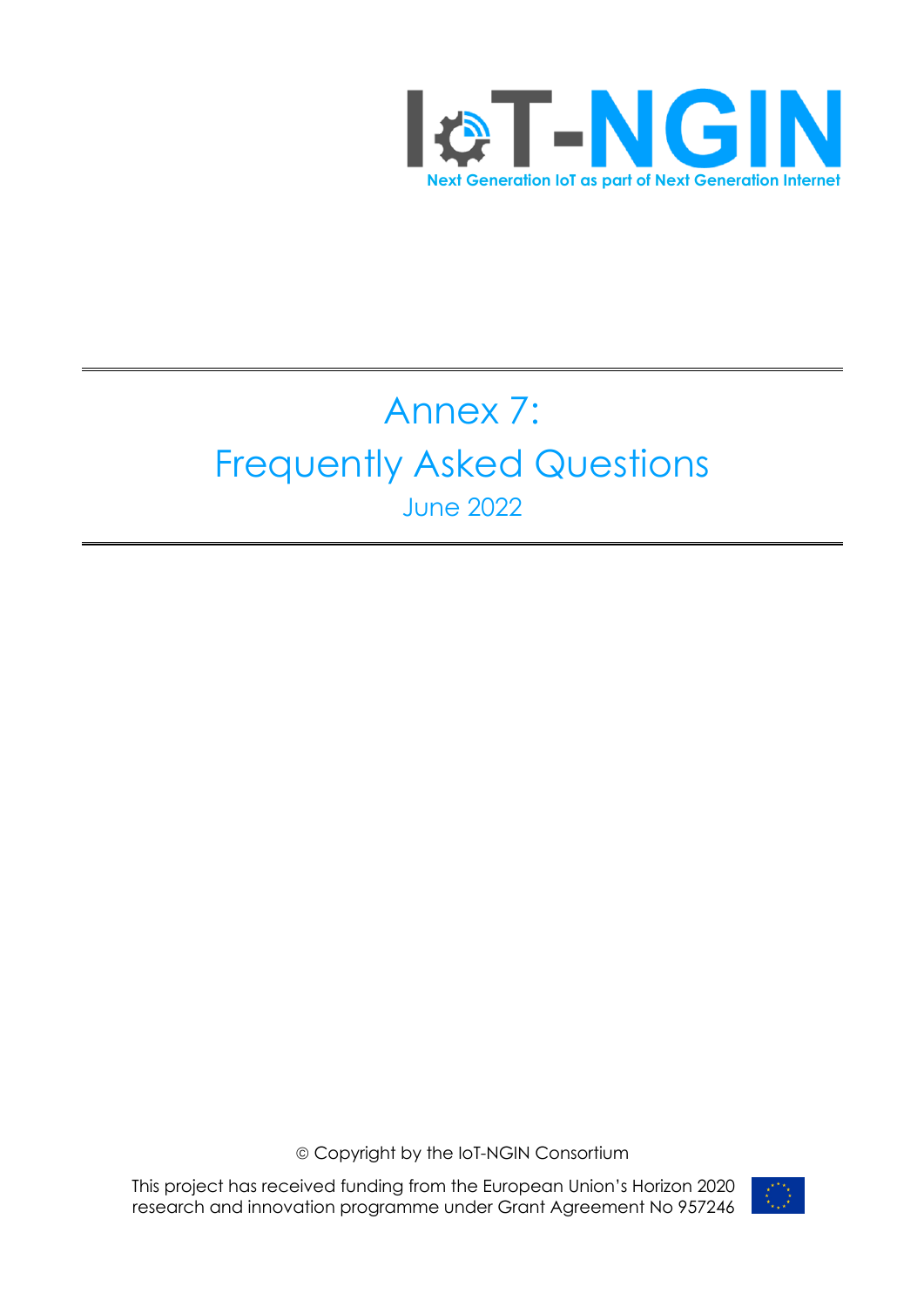IoT-NGIN

Next Generation IoT as part of Next Generation Internet

# Annex 7: Frequently Asked Questions

June 2022

© Copyright by the IoT-NGIN Consortium

This project has received funding from the European Union's Horizon 2020 research and innovation programme under Grant Agreement No 957246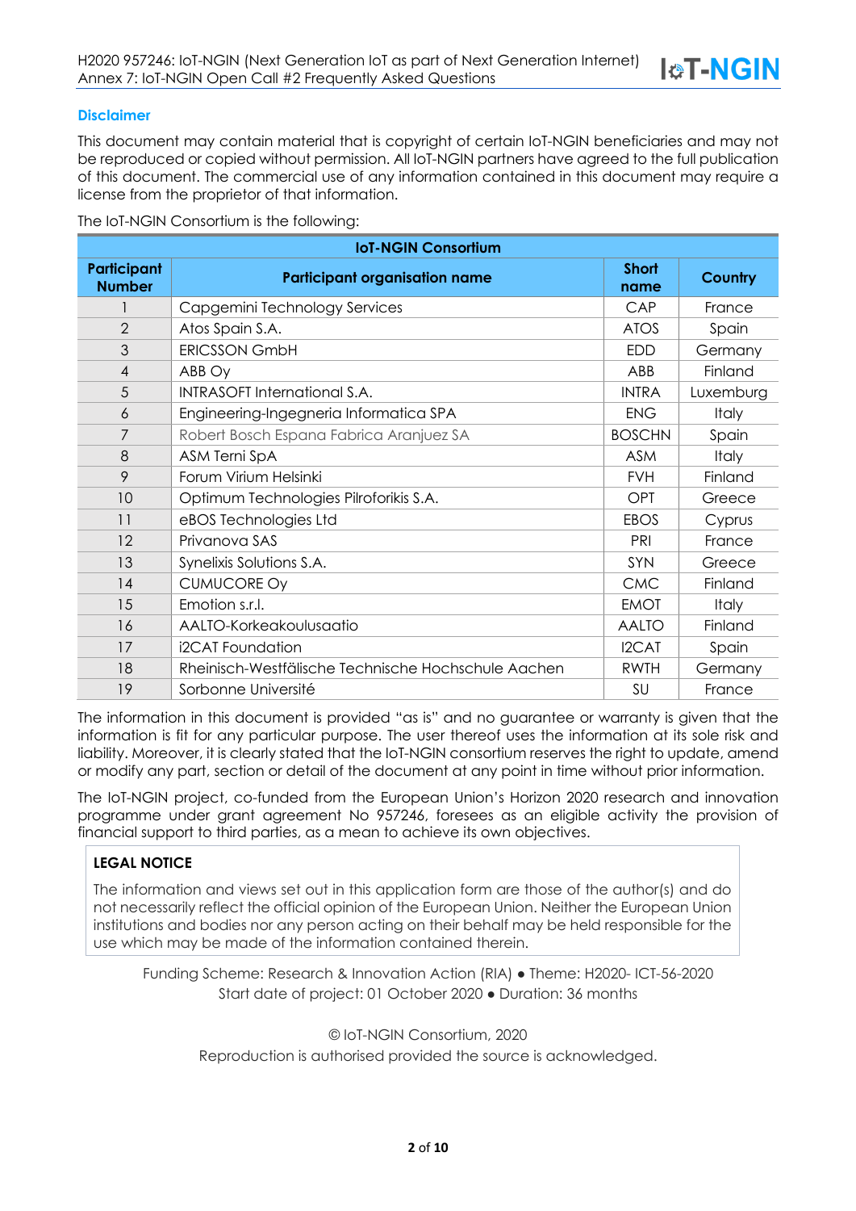### Disclaimer

This document may contain material that is copyright of certain IoT-NGIN beneficiaries and may not be reproduced or copied without permission. All IoT-NGIN partners have agreed to the full publication of this document. The commercial use of any information contained in this document may require a license from the proprietor of that information.

The IoT-NGIN Consortium is the following:

| IoT-NGIN Consortium | | | |
|---|---|---|---|
| **Participant Number** | **Participant organisation name** | **Short name** | **Country** |
| 1 | Capgemini Technology Services | CAP | France |
| 2 | Atos Spain S.A. | ATOS | Spain |
| 3 | ERICSSON GmbH | EDD | Germany |
| 4 | ABB Oy | ABB | Finland |
| 5 | INTRASOFT International S.A. | INTRA | Luxemburg |
| 6 | Engineering-Ingegneria Informatica SPA | ENG | Italy |
| 7 | Robert Bosch Espana Fabrica Aranjuez SA | BOSCHN | Spain |
| 8 | ASM Terni SpA | ASM | Italy |
| 9 | Forum Virium Helsinki | FVH | Finland |
| 10 | Optimum Technologies Pilroforikis S.A. | OPT | Greece |
| 11 | eBOS Technologies Ltd | EBOS | Cyprus |
| 12 | Privanova SAS | PRI | France |
| 13 | Synelixis Solutions S.A. | SYN | Greece |
| 14 | CUMUCORE Oy | CMC | Finland |
| 15 | Emotion s.r.l. | EMOT | Italy |
| 16 | AALTO-Korkeakoulusaatio | AALTO | Finland |
| 17 | i2CAT Foundation | I2CAT | Spain |
| 18 | Rheinisch-Westfälische Technische Hochschule Aachen | RWTH | Germany |
| 19 | Sorbonne Université | SU | France |

The information in this document is provided "as is" and no guarantee or warranty is given that the information is fit for any particular purpose. The user thereof uses the information at its sole risk and liability. Moreover, it is clearly stated that the IoT-NGIN consortium reserves the right to update, amend or modify any part, section or detail of the document at any point in time without prior information.

The IoT-NGIN project, co-funded from the European Union's Horizon 2020 research and innovation programme under grant agreement No 957246, foresees as an eligible activity the provision of financial support to third parties, as a mean to achieve its own objectives.

**LEGAL NOTICE**

The information and views set out in this application form are those of the author(s) and do not necessarily reflect the official opinion of the European Union. Neither the European Union institutions and bodies nor any person acting on their behalf may be held responsible for the use which may be made of the information contained therein.

Funding Scheme: Research & Innovation Action (RIA) ● Theme: H2020- ICT-56-2020
Start date of project: 01 October 2020 ● Duration: 36 months

© IoT-NGIN Consortium, 2020
Reproduction is authorised provided the source is acknowledged.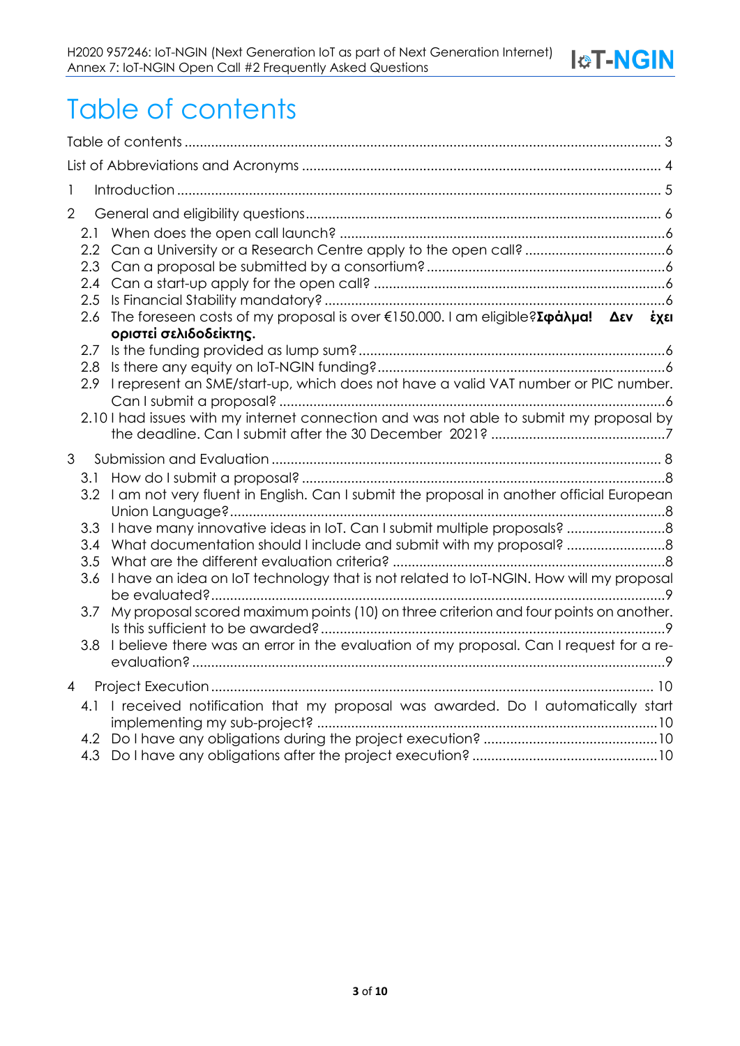# Table of contents

Table of contents ........................................................................................................................ 3

List of Abbreviations and Acronyms ........................................................................................ 4

1 Introduction ........................................................................................................................ 5

2 General and eligibility questions ........................................................................................ 6

2.1 When does the open call launch? ................................................................................ 6

2.2 Can a University or a Research Centre apply to the open call? ................................... 6

2.3 Can a proposal be submitted by a consortium? ........................................................... 6

2.4 Can a start-up apply for the open call? ......................................................................... 6

2.5 Is Financial Stability mandatory? .................................................................................... 6

2.6 The foreseen costs of my proposal is over €150.000. I am eligible?**Σφάλμα! Δεν έχει οριστεί σελιδοδείκτης.**

2.7 Is the funding provided as lump sum? ........................................................................... 6

2.8 Is there any equity on IoT-NGIN funding? ...................................................................... 6

2.9 I represent an SME/start-up, which does not have a valid VAT number or PIC number. Can I submit a proposal? ................................................................................................ 6

2.10 I had issues with my internet connection and was not able to submit my proposal by the deadline. Can I submit after the 30 December 2021? ........................................... 7

3 Submission and Evaluation ................................................................................................. 8

3.1 How do I submit a proposal? .......................................................................................... 8

3.2 I am not very fluent in English. Can I submit the proposal in another official European Union Language? ........................................................................................................... 8

3.3 I have many innovative ideas in IoT. Can I submit multiple proposals? ......................... 8

3.4 What documentation should I include and submit with my proposal? ......................... 8

3.5 What are the different evaluation criteria? ................................................................... 8

3.6 I have an idea on IoT technology that is not related to IoT-NGIN. How will my proposal be evaluated? ................................................................................................................ 9

3.7 My proposal scored maximum points (10) on three criterion and four points on another. Is this sufficient to be awarded? ..................................................................................... 9

3.8 I believe there was an error in the evaluation of my proposal. Can I request for a re-evaluation? ..................................................................................................................... 9

4 Project Execution ............................................................................................................... 10

4.1 I received notification that my proposal was awarded. Do I automatically start implementing my sub-project? .................................................................................... 10

4.2 Do I have any obligations during the project execution? ............................................ 10

4.3 Do I have any obligations after the project execution? ............................................... 10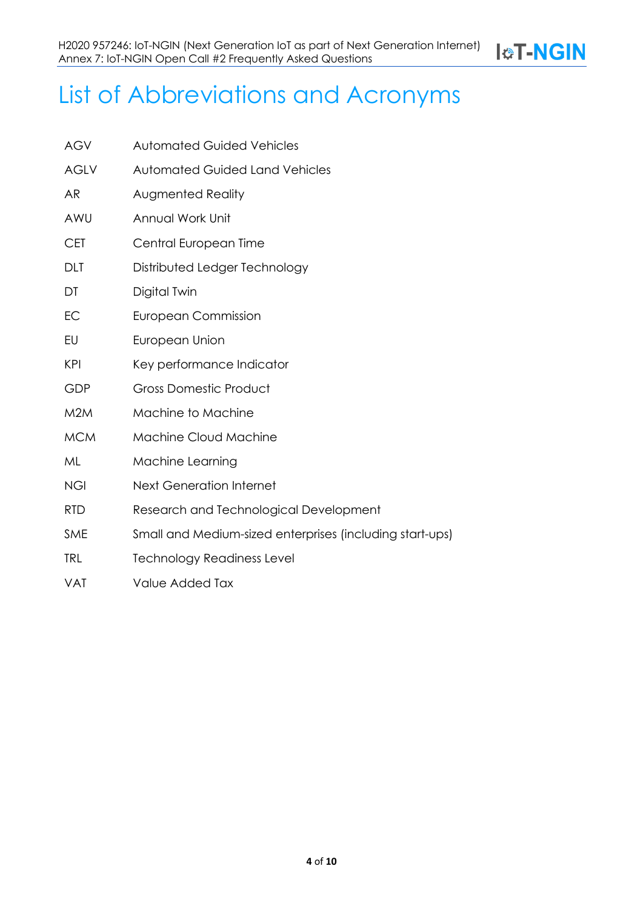# List of Abbreviations and Acronyms

| | |
|---|---|
| AGV | Automated Guided Vehicles |
| AGLV | Automated Guided Land Vehicles |
| AR | Augmented Reality |
| AWU | Annual Work Unit |
| CET | Central European Time |
| DLT | Distributed Ledger Technology |
| DT | Digital Twin |
| EC | European Commission |
| EU | European Union |
| KPI | Key performance Indicator |
| GDP | Gross Domestic Product |
| M2M | Machine to Machine |
| MCM | Machine Cloud Machine |
| ML | Machine Learning |
| NGI | Next Generation Internet |
| RTD | Research and Technological Development |
| SME | Small and Medium-sized enterprises (including start-ups) |
| TRL | Technology Readiness Level |
| VAT | Value Added Tax |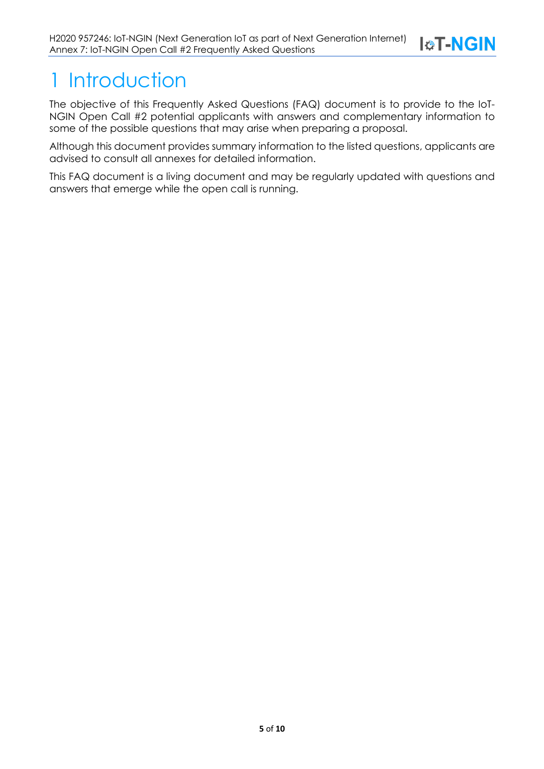# 1 Introduction

The objective of this Frequently Asked Questions (FAQ) document is to provide to the IoT-NGIN Open Call #2 potential applicants with answers and complementary information to some of the possible questions that may arise when preparing a proposal.

Although this document provides summary information to the listed questions, applicants are advised to consult all annexes for detailed information.

This FAQ document is a living document and may be regularly updated with questions and answers that emerge while the open call is running.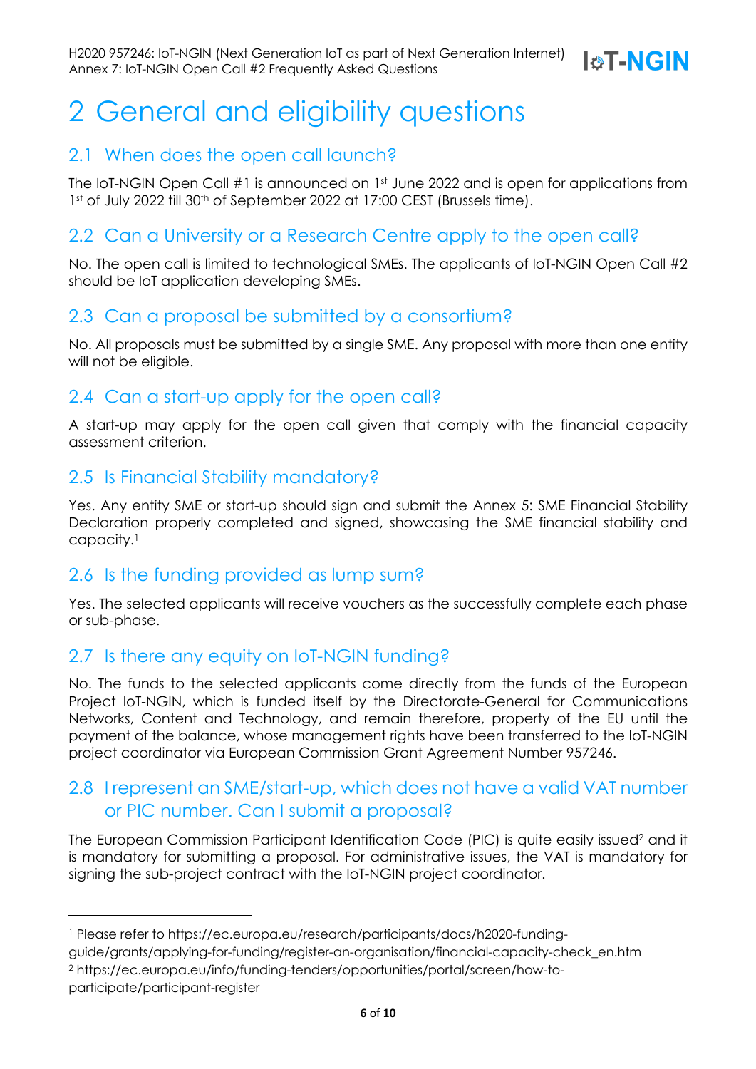# 2 General and eligibility questions

## 2.1 When does the open call launch?

The IoT-NGIN Open Call #1 is announced on 1st June 2022 and is open for applications from 1st of July 2022 till 30th of September 2022 at 17:00 CEST (Brussels time).

## 2.2 Can a University or a Research Centre apply to the open call?

No. The open call is limited to technological SMEs. The applicants of IoT-NGIN Open Call #2 should be IoT application developing SMEs.

## 2.3 Can a proposal be submitted by a consortium?

No. All proposals must be submitted by a single SME. Any proposal with more than one entity will not be eligible.

## 2.4 Can a start-up apply for the open call?

A start-up may apply for the open call given that comply with the financial capacity assessment criterion.

## 2.5 Is Financial Stability mandatory?

Yes. Any entity SME or start-up should sign and submit the Annex 5: SME Financial Stability Declaration properly completed and signed, showcasing the SME financial stability and capacity.[1]

## 2.6 Is the funding provided as lump sum?

Yes. The selected applicants will receive vouchers as the successfully complete each phase or sub-phase.

## 2.7 Is there any equity on IoT-NGIN funding?

No. The funds to the selected applicants come directly from the funds of the European Project IoT-NGIN, which is funded itself by the Directorate-General for Communications Networks, Content and Technology, and remain therefore, property of the EU until the payment of the balance, whose management rights have been transferred to the IoT-NGIN project coordinator via European Commission Grant Agreement Number 957246.

## 2.8 I represent an SME/start-up, which does not have a valid VAT number or PIC number. Can I submit a proposal?

The European Commission Participant Identification Code (PIC) is quite easily issued[2] and it is mandatory for submitting a proposal. For administrative issues, the VAT is mandatory for signing the sub-project contract with the IoT-NGIN project coordinator.

---

[1] Please refer to https://ec.europa.eu/research/participants/docs/h2020-funding-guide/grants/applying-for-funding/register-an-organisation/financial-capacity-check_en.htm

[2] https://ec.europa.eu/info/funding-tenders/opportunities/portal/screen/how-to-participate/participant-register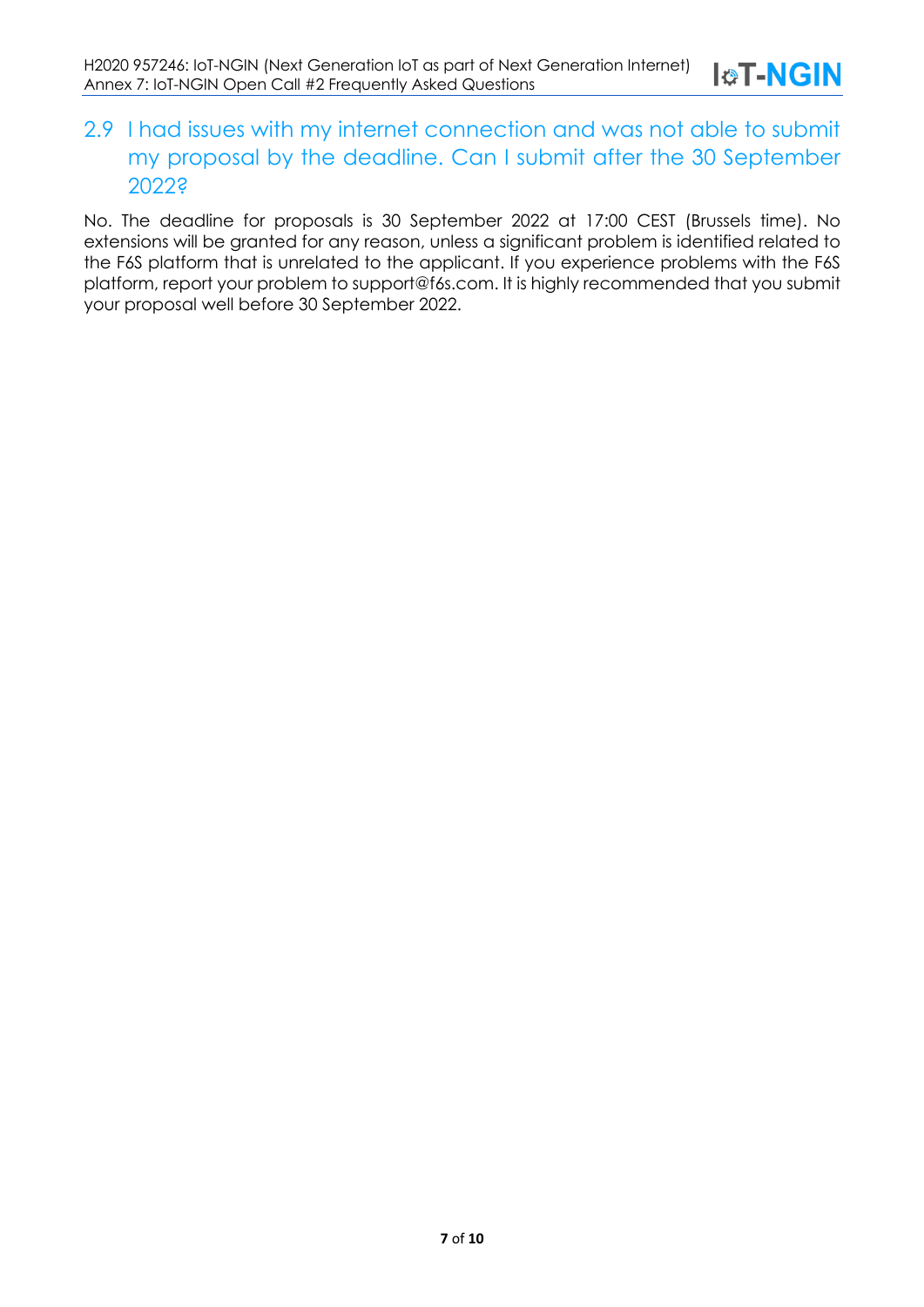## 2.9 I had issues with my internet connection and was not able to submit my proposal by the deadline. Can I submit after the 30 September 2022?

No. The deadline for proposals is 30 September 2022 at 17:00 CEST (Brussels time). No extensions will be granted for any reason, unless a significant problem is identified related to the F6S platform that is unrelated to the applicant. If you experience problems with the F6S platform, report your problem to support@f6s.com. It is highly recommended that you submit your proposal well before 30 September 2022.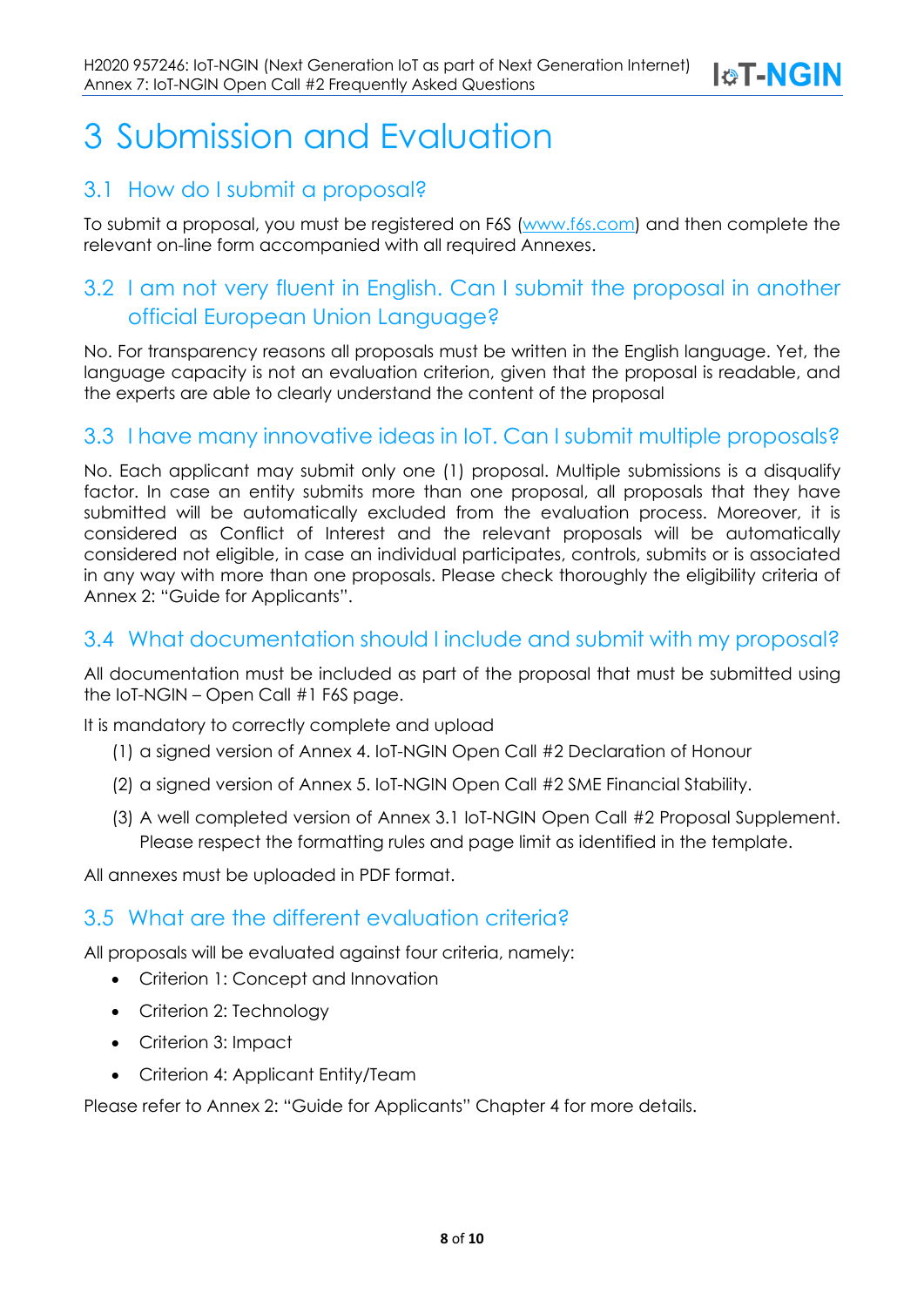# 3 Submission and Evaluation

## 3.1 How do I submit a proposal?

To submit a proposal, you must be registered on F6S (www.f6s.com) and then complete the relevant on-line form accompanied with all required Annexes.

## 3.2 I am not very fluent in English. Can I submit the proposal in another official European Union Language?

No. For transparency reasons all proposals must be written in the English language. Yet, the language capacity is not an evaluation criterion, given that the proposal is readable, and the experts are able to clearly understand the content of the proposal

## 3.3 I have many innovative ideas in IoT. Can I submit multiple proposals?

No. Each applicant may submit only one (1) proposal. Multiple submissions is a disqualify factor. In case an entity submits more than one proposal, all proposals that they have submitted will be automatically excluded from the evaluation process. Moreover, it is considered as Conflict of Interest and the relevant proposals will be automatically considered not eligible, in case an individual participates, controls, submits or is associated in any way with more than one proposals. Please check thoroughly the eligibility criteria of Annex 2: "Guide for Applicants".

## 3.4 What documentation should I include and submit with my proposal?

All documentation must be included as part of the proposal that must be submitted using the IoT-NGIN – Open Call #1 F6S page.

It is mandatory to correctly complete and upload

(1) a signed version of Annex 4. IoT-NGIN Open Call #2 Declaration of Honour

(2) a signed version of Annex 5. IoT-NGIN Open Call #2 SME Financial Stability.

(3) A well completed version of Annex 3.1 IoT-NGIN Open Call #2 Proposal Supplement. Please respect the formatting rules and page limit as identified in the template.

All annexes must be uploaded in PDF format.

## 3.5 What are the different evaluation criteria?

All proposals will be evaluated against four criteria, namely:

- Criterion 1: Concept and Innovation
- Criterion 2: Technology
- Criterion 3: Impact
- Criterion 4: Applicant Entity/Team

Please refer to Annex 2: "Guide for Applicants" Chapter 4 for more details.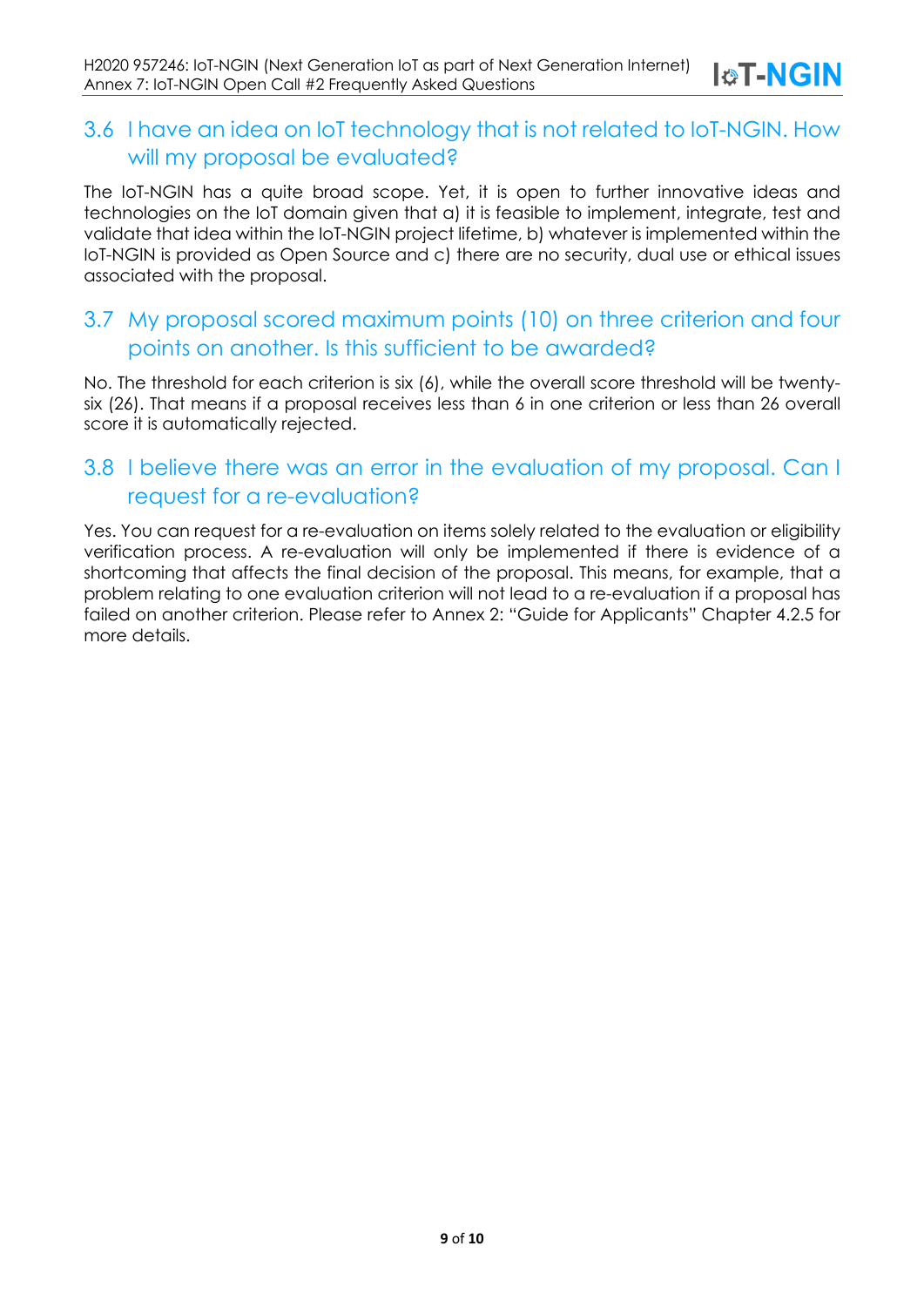## 3.6 I have an idea on IoT technology that is not related to IoT-NGIN. How will my proposal be evaluated?

The IoT-NGIN has a quite broad scope. Yet, it is open to further innovative ideas and technologies on the IoT domain given that a) it is feasible to implement, integrate, test and validate that idea within the IoT-NGIN project lifetime, b) whatever is implemented within the IoT-NGIN is provided as Open Source and c) there are no security, dual use or ethical issues associated with the proposal.

## 3.7 My proposal scored maximum points (10) on three criterion and four points on another. Is this sufficient to be awarded?

No. The threshold for each criterion is six (6), while the overall score threshold will be twenty-six (26). That means if a proposal receives less than 6 in one criterion or less than 26 overall score it is automatically rejected.

## 3.8 I believe there was an error in the evaluation of my proposal. Can I request for a re-evaluation?

Yes. You can request for a re-evaluation on items solely related to the evaluation or eligibility verification process. A re-evaluation will only be implemented if there is evidence of a shortcoming that affects the final decision of the proposal. This means, for example, that a problem relating to one evaluation criterion will not lead to a re-evaluation if a proposal has failed on another criterion. Please refer to Annex 2: "Guide for Applicants" Chapter 4.2.5 for more details.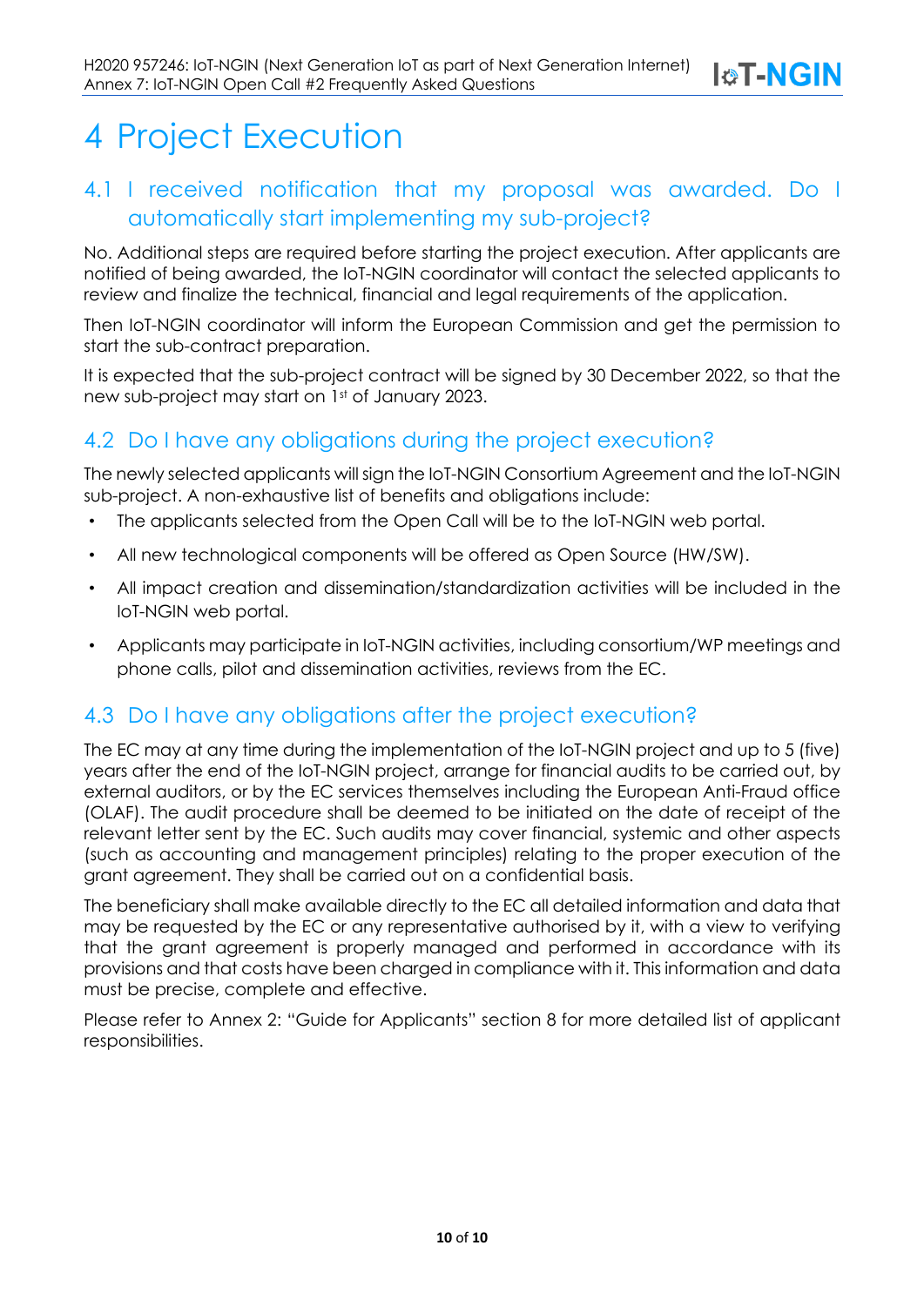# 4 Project Execution

## 4.1 I received notification that my proposal was awarded. Do I automatically start implementing my sub-project?

No. Additional steps are required before starting the project execution. After applicants are notified of being awarded, the IoT-NGIN coordinator will contact the selected applicants to review and finalize the technical, financial and legal requirements of the application.

Then IoT-NGIN coordinator will inform the European Commission and get the permission to start the sub-contract preparation.

It is expected that the sub-project contract will be signed by 30 December 2022, so that the new sub-project may start on 1st of January 2023.

## 4.2 Do I have any obligations during the project execution?

The newly selected applicants will sign the IoT-NGIN Consortium Agreement and the IoT-NGIN sub-project. A non-exhaustive list of benefits and obligations include:

- The applicants selected from the Open Call will be to the IoT-NGIN web portal.
- All new technological components will be offered as Open Source (HW/SW).
- All impact creation and dissemination/standardization activities will be included in the IoT-NGIN web portal.
- Applicants may participate in IoT-NGIN activities, including consortium/WP meetings and phone calls, pilot and dissemination activities, reviews from the EC.

## 4.3 Do I have any obligations after the project execution?

The EC may at any time during the implementation of the IoT-NGIN project and up to 5 (five) years after the end of the IoT-NGIN project, arrange for financial audits to be carried out, by external auditors, or by the EC services themselves including the European Anti-Fraud office (OLAF). The audit procedure shall be deemed to be initiated on the date of receipt of the relevant letter sent by the EC. Such audits may cover financial, systemic and other aspects (such as accounting and management principles) relating to the proper execution of the grant agreement. They shall be carried out on a confidential basis.

The beneficiary shall make available directly to the EC all detailed information and data that may be requested by the EC or any representative authorised by it, with a view to verifying that the grant agreement is properly managed and performed in accordance with its provisions and that costs have been charged in compliance with it. This information and data must be precise, complete and effective.

Please refer to Annex 2: "Guide for Applicants" section 8 for more detailed list of applicant responsibilities.